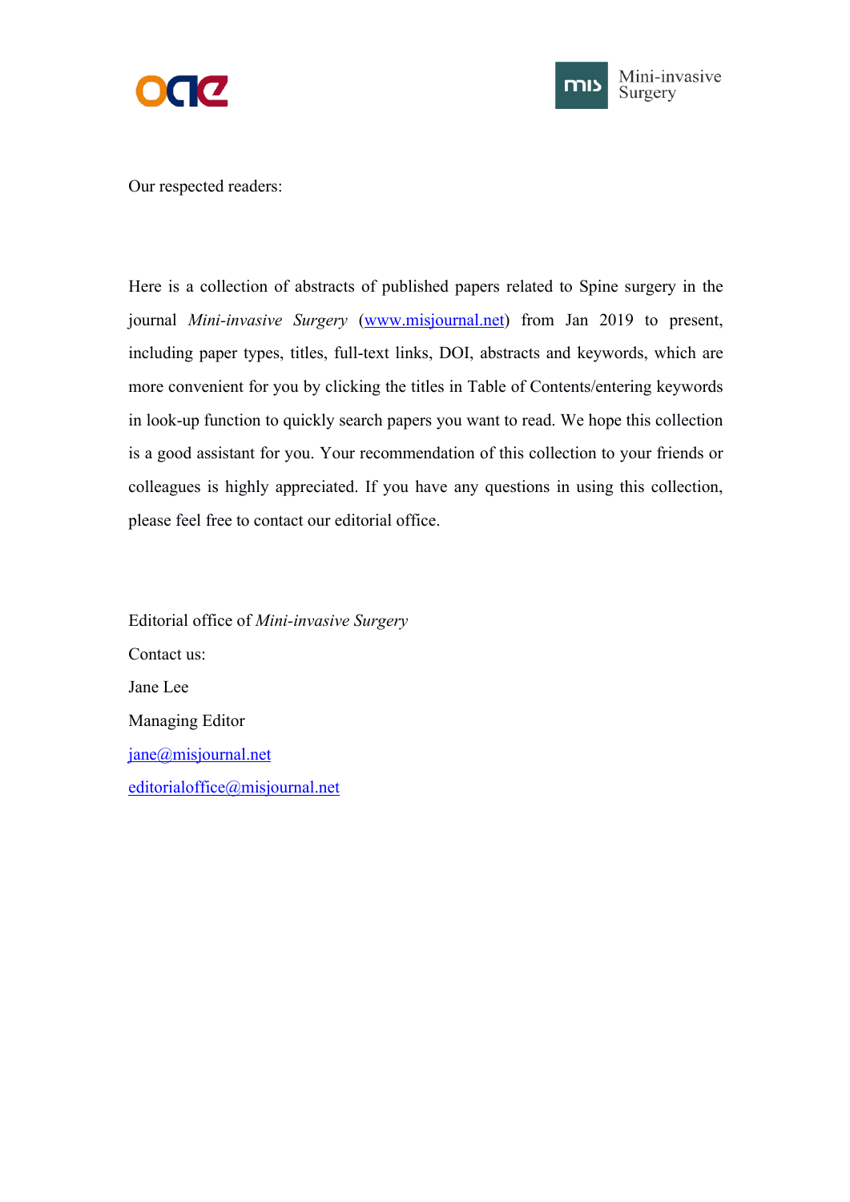Our respected readers:

Here is a collection of abstracts of published papers related to Spine surgery in the journal *Mini-invasive Surgery* (www.misjournal.net) from Jan 2019 to present, including paper types, titles, full-text links, DOI, abstracts and keywords, which are more convenient for you by clicking the titles in Table of Contents/entering keywords in look-up function to quickly search papers you want to read. We hope this collection is a good assistant for you. Your recommendation of this collection to your friends or colleagues is highly appreciated. If you have any questions in using this collection, please feel free to contact our editorial office.

Editorial office of *Mini-invasive Surgery*

Contact us:

Jane Lee

Managing Editor

jane@misjournal.net

editorialoffice@misjournal.net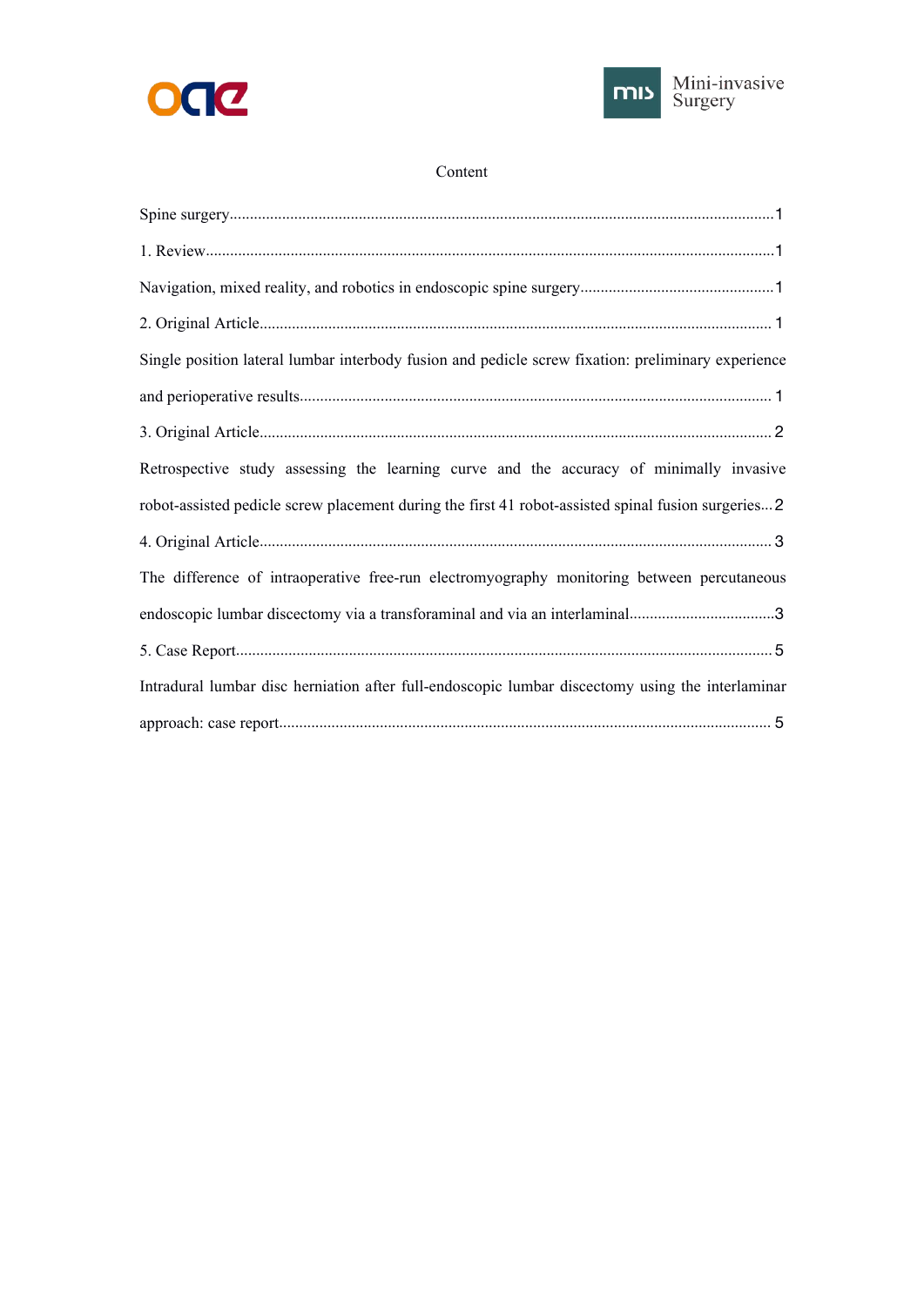# Content

Spine surgery ........................................................................................................................... 1

1. Review ................................................................................................................................ 1

Navigation, mixed reality, and robotics in endoscopic spine surgery ............................................... 1

2. Original Article ................................................................................................................... 1

Single position lateral lumbar interbody fusion and pedicle screw fixation: preliminary experience and perioperative results ................................................................................................................... 1

3. Original Article ................................................................................................................... 2

Retrospective study assessing the learning curve and the accuracy of minimally invasive robot-assisted pedicle screw placement during the first 41 robot-assisted spinal fusion surgeries ... 2

4. Original Article ................................................................................................................... 3

The difference of intraoperative free-run electromyography monitoring between percutaneous endoscopic lumbar discectomy via a transforaminal and via an interlaminal ................................... 3

5. Case Report ........................................................................................................................ 5

Intradural lumbar disc herniation after full-endoscopic lumbar discectomy using the interlaminar approach: case report ................................................................................................................ 5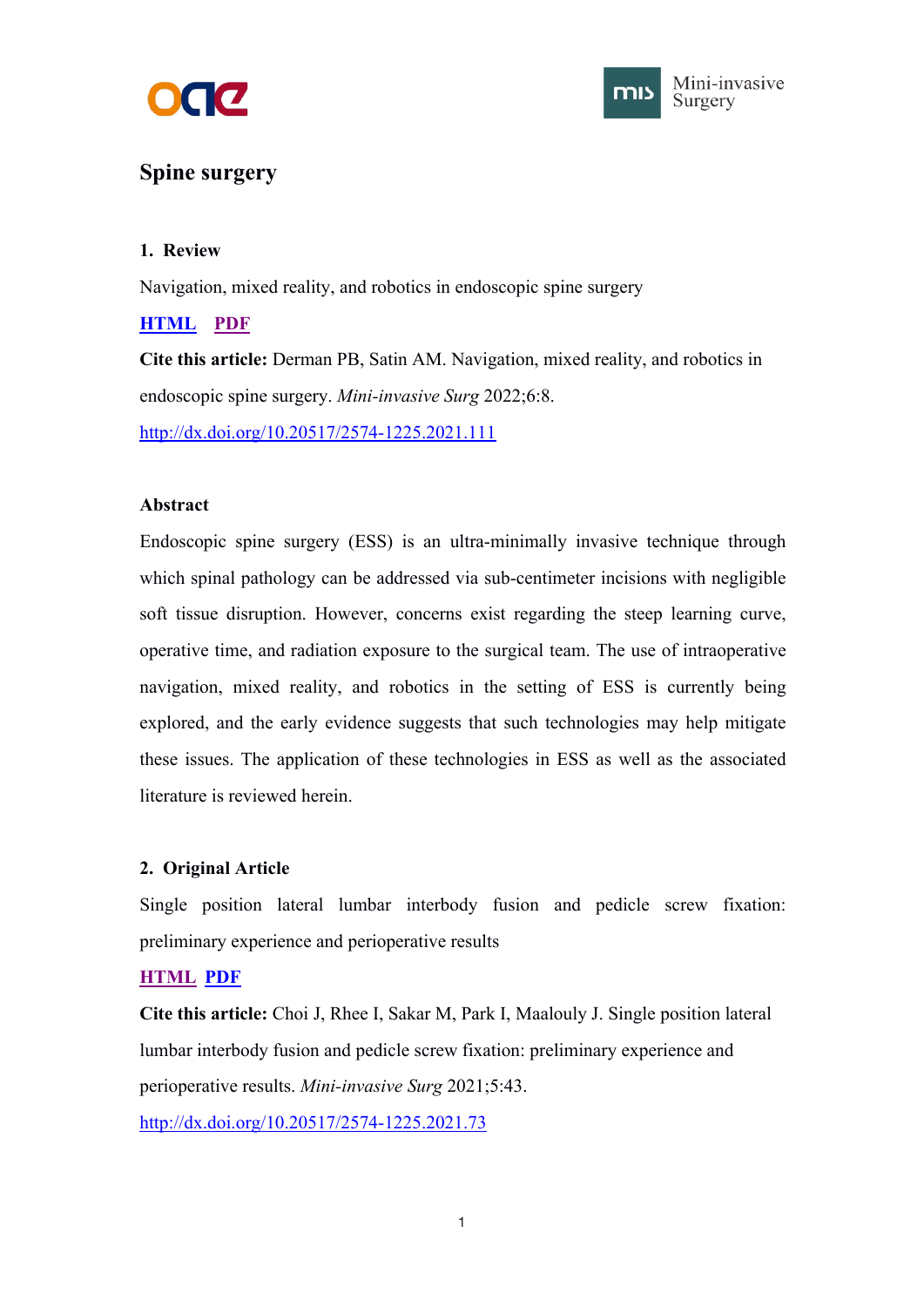# Spine surgery

## 1. Review

Navigation, mixed reality, and robotics in endoscopic spine surgery

**HTML** **PDF**

**Cite this article:** Derman PB, Satin AM. Navigation, mixed reality, and robotics in endoscopic spine surgery. *Mini-invasive Surg* 2022;6:8.

http://dx.doi.org/10.20517/2574-1225.2021.111

### Abstract

Endoscopic spine surgery (ESS) is an ultra-minimally invasive technique through which spinal pathology can be addressed via sub-centimeter incisions with negligible soft tissue disruption. However, concerns exist regarding the steep learning curve, operative time, and radiation exposure to the surgical team. The use of intraoperative navigation, mixed reality, and robotics in the setting of ESS is currently being explored, and the early evidence suggests that such technologies may help mitigate these issues. The application of these technologies in ESS as well as the associated literature is reviewed herein.

## 2. Original Article

Single position lateral lumbar interbody fusion and pedicle screw fixation: preliminary experience and perioperative results

**HTML** **PDF**

**Cite this article:** Choi J, Rhee I, Sakar M, Park I, Maalouly J. Single position lateral lumbar interbody fusion and pedicle screw fixation: preliminary experience and perioperative results. *Mini-invasive Surg* 2021;5:43.

http://dx.doi.org/10.20517/2574-1225.2021.73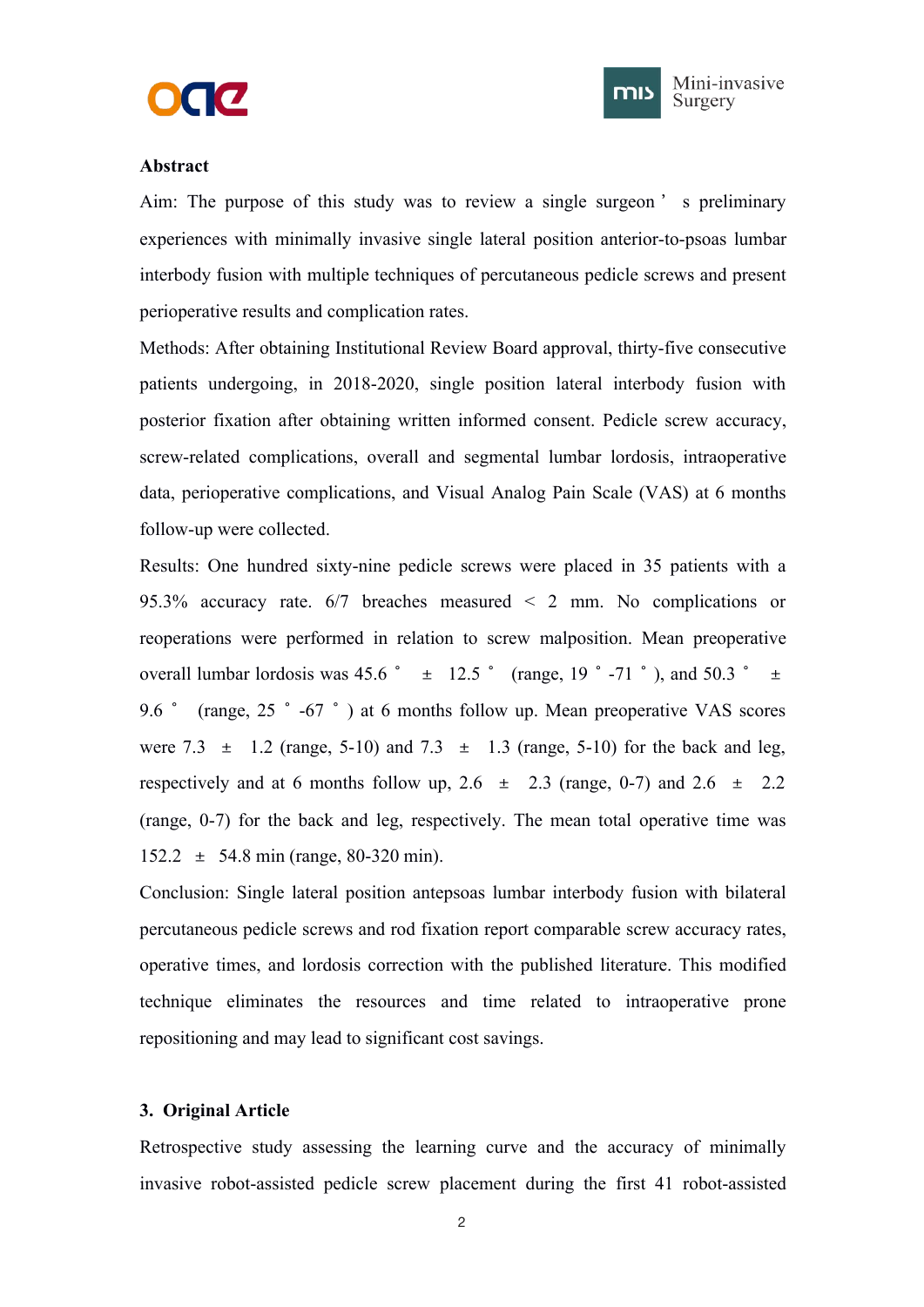**Abstract**

Aim: The purpose of this study was to review a single surgeon's preliminary experiences with minimally invasive single lateral position anterior-to-psoas lumbar interbody fusion with multiple techniques of percutaneous pedicle screws and present perioperative results and complication rates.

Methods: After obtaining Institutional Review Board approval, thirty-five consecutive patients undergoing, in 2018-2020, single position lateral interbody fusion with posterior fixation after obtaining written informed consent. Pedicle screw accuracy, screw-related complications, overall and segmental lumbar lordosis, intraoperative data, perioperative complications, and Visual Analog Pain Scale (VAS) at 6 months follow-up were collected.

Results: One hundred sixty-nine pedicle screws were placed in 35 patients with a 95.3% accuracy rate. 6/7 breaches measured < 2 mm. No complications or reoperations were performed in relation to screw malposition. Mean preoperative overall lumbar lordosis was 45.6° ± 12.5° (range, 19°-71°), and 50.3° ± 9.6° (range, 25°-67°) at 6 months follow up. Mean preoperative VAS scores were 7.3 ± 1.2 (range, 5-10) and 7.3 ± 1.3 (range, 5-10) for the back and leg, respectively and at 6 months follow up, 2.6 ± 2.3 (range, 0-7) and 2.6 ± 2.2 (range, 0-7) for the back and leg, respectively. The mean total operative time was 152.2 ± 54.8 min (range, 80-320 min).

Conclusion: Single lateral position antepsoas lumbar interbody fusion with bilateral percutaneous pedicle screws and rod fixation report comparable screw accuracy rates, operative times, and lordosis correction with the published literature. This modified technique eliminates the resources and time related to intraoperative prone repositioning and may lead to significant cost savings.

## 3. Original Article

Retrospective study assessing the learning curve and the accuracy of minimally invasive robot-assisted pedicle screw placement during the first 41 robot-assisted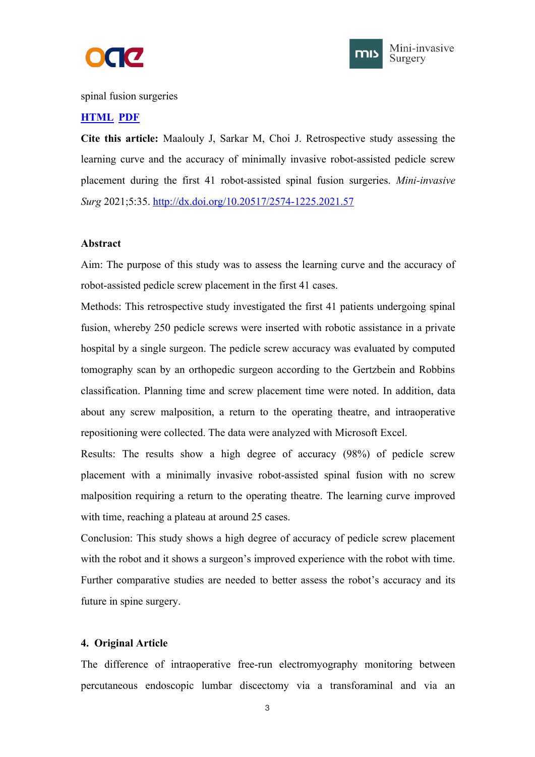spinal fusion surgeries

**HTML** **PDF**

**Cite this article:** Maalouly J, Sarkar M, Choi J. Retrospective study assessing the learning curve and the accuracy of minimally invasive robot-assisted pedicle screw placement during the first 41 robot-assisted spinal fusion surgeries. *Mini-invasive Surg* 2021;5:35. http://dx.doi.org/10.20517/2574-1225.2021.57

**Abstract**

Aim: The purpose of this study was to assess the learning curve and the accuracy of robot-assisted pedicle screw placement in the first 41 cases.

Methods: This retrospective study investigated the first 41 patients undergoing spinal fusion, whereby 250 pedicle screws were inserted with robotic assistance in a private hospital by a single surgeon. The pedicle screw accuracy was evaluated by computed tomography scan by an orthopedic surgeon according to the Gertzbein and Robbins classification. Planning time and screw placement time were noted. In addition, data about any screw malposition, a return to the operating theatre, and intraoperative repositioning were collected. The data were analyzed with Microsoft Excel.

Results: The results show a high degree of accuracy (98%) of pedicle screw placement with a minimally invasive robot-assisted spinal fusion with no screw malposition requiring a return to the operating theatre. The learning curve improved with time, reaching a plateau at around 25 cases.

Conclusion: This study shows a high degree of accuracy of pedicle screw placement with the robot and it shows a surgeon's improved experience with the robot with time. Further comparative studies are needed to better assess the robot's accuracy and its future in spine surgery.

**4. Original Article**

The difference of intraoperative free-run electromyography monitoring between percutaneous endoscopic lumbar discectomy via a transforaminal and via an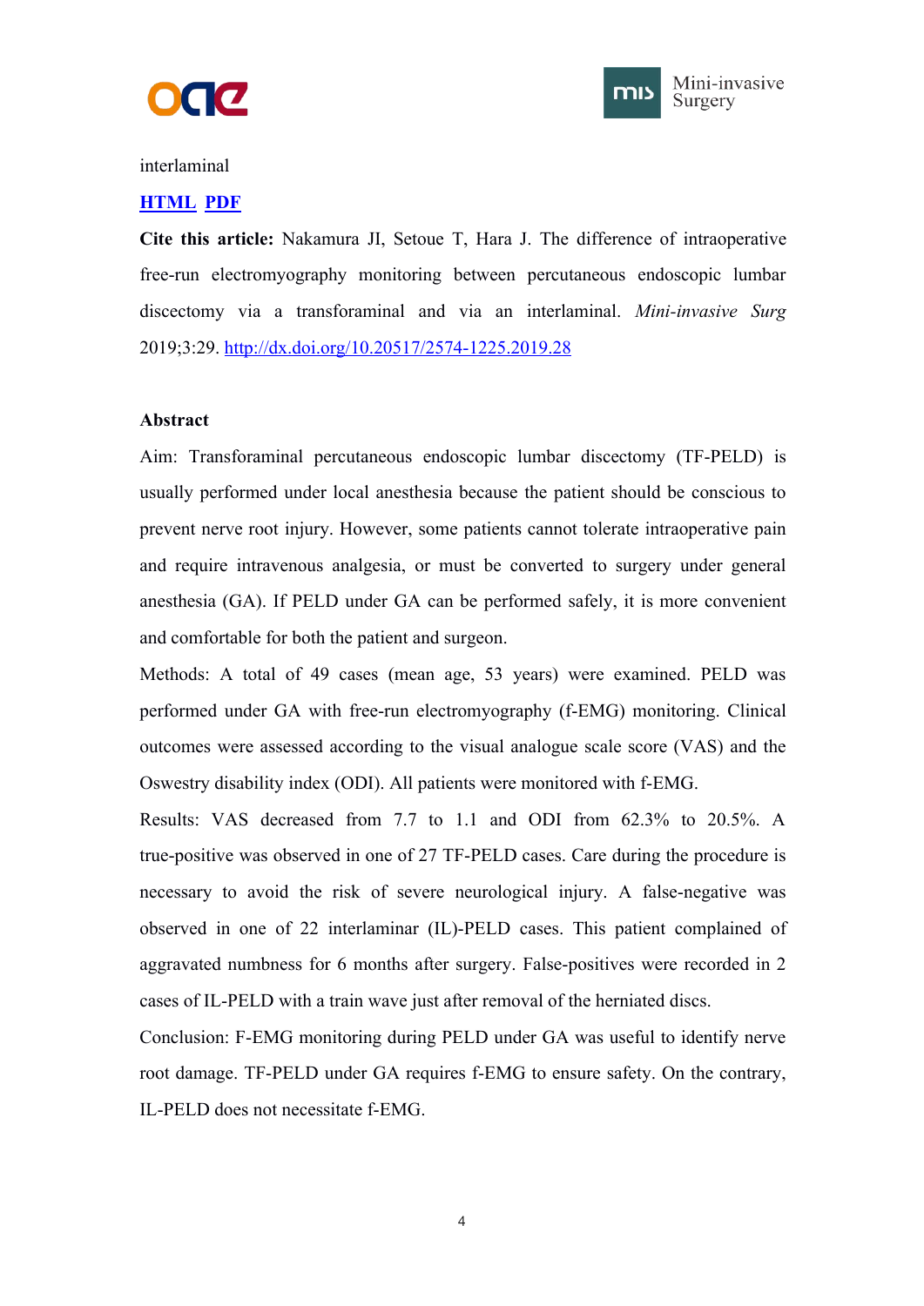interlaminal

[HTML](#) [PDF](#)

**Cite this article:** Nakamura JI, Setoue T, Hara J. The difference of intraoperative free-run electromyography monitoring between percutaneous endoscopic lumbar discectomy via a transforaminal and via an interlaminal. *Mini-invasive Surg* 2019;3:29. http://dx.doi.org/10.20517/2574-1225.2019.28

**Abstract**

Aim: Transforaminal percutaneous endoscopic lumbar discectomy (TF-PELD) is usually performed under local anesthesia because the patient should be conscious to prevent nerve root injury. However, some patients cannot tolerate intraoperative pain and require intravenous analgesia, or must be converted to surgery under general anesthesia (GA). If PELD under GA can be performed safely, it is more convenient and comfortable for both the patient and surgeon.

Methods: A total of 49 cases (mean age, 53 years) were examined. PELD was performed under GA with free-run electromyography (f-EMG) monitoring. Clinical outcomes were assessed according to the visual analogue scale score (VAS) and the Oswestry disability index (ODI). All patients were monitored with f-EMG.

Results: VAS decreased from 7.7 to 1.1 and ODI from 62.3% to 20.5%. A true-positive was observed in one of 27 TF-PELD cases. Care during the procedure is necessary to avoid the risk of severe neurological injury. A false-negative was observed in one of 22 interlaminar (IL)-PELD cases. This patient complained of aggravated numbness for 6 months after surgery. False-positives were recorded in 2 cases of IL-PELD with a train wave just after removal of the herniated discs.

Conclusion: F-EMG monitoring during PELD under GA was useful to identify nerve root damage. TF-PELD under GA requires f-EMG to ensure safety. On the contrary, IL-PELD does not necessitate f-EMG.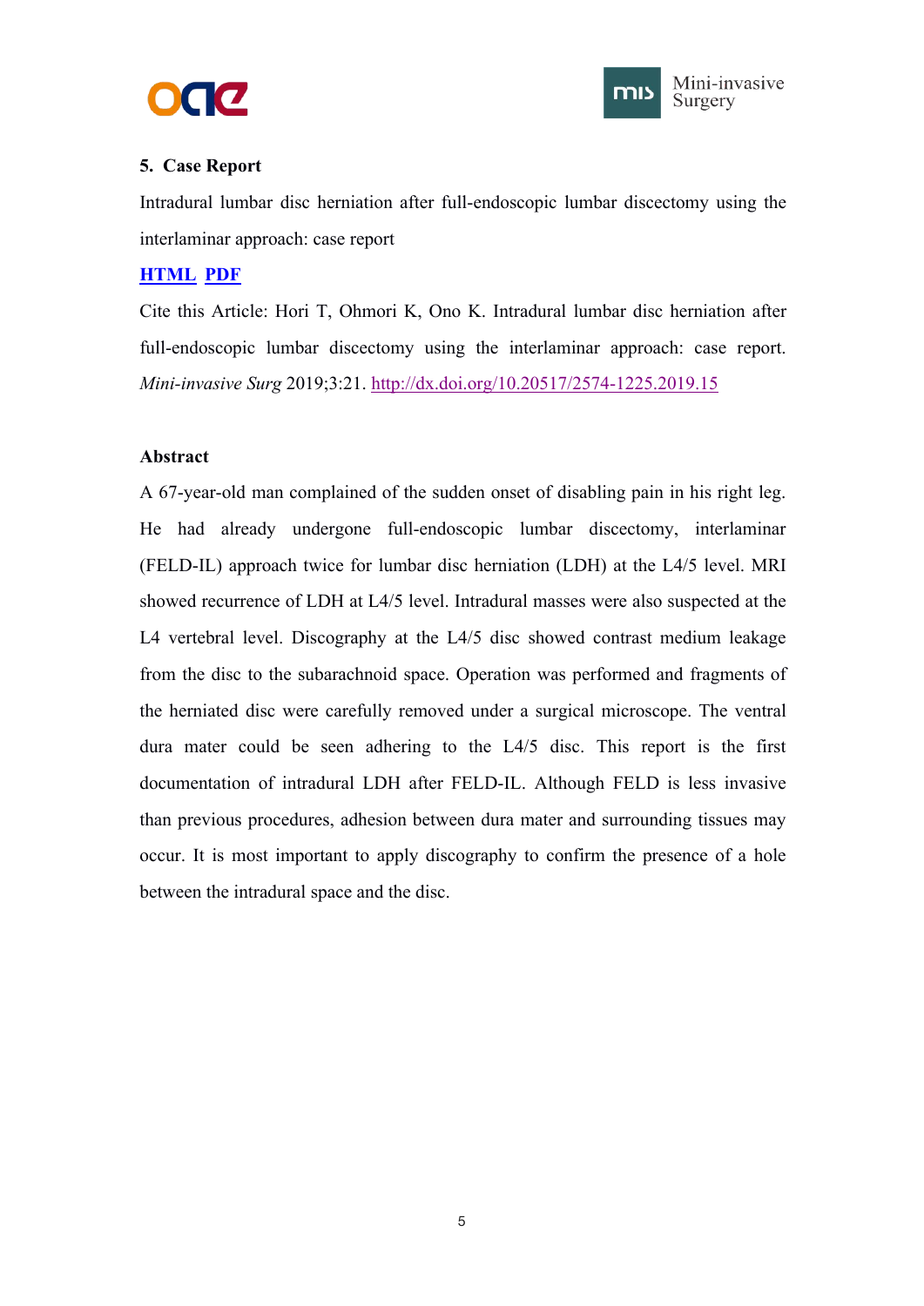## 5. Case Report

Intradural lumbar disc herniation after full-endoscopic lumbar discectomy using the interlaminar approach: case report

**HTML PDF**

Cite this Article: Hori T, Ohmori K, Ono K. Intradural lumbar disc herniation after full-endoscopic lumbar discectomy using the interlaminar approach: case report. *Mini-invasive Surg* 2019;3:21. http://dx.doi.org/10.20517/2574-1225.2019.15

### Abstract

A 67-year-old man complained of the sudden onset of disabling pain in his right leg. He had already undergone full-endoscopic lumbar discectomy, interlaminar (FELD-IL) approach twice for lumbar disc herniation (LDH) at the L4/5 level. MRI showed recurrence of LDH at L4/5 level. Intradural masses were also suspected at the L4 vertebral level. Discography at the L4/5 disc showed contrast medium leakage from the disc to the subarachnoid space. Operation was performed and fragments of the herniated disc were carefully removed under a surgical microscope. The ventral dura mater could be seen adhering to the L4/5 disc. This report is the first documentation of intradural LDH after FELD-IL. Although FELD is less invasive than previous procedures, adhesion between dura mater and surrounding tissues may occur. It is most important to apply discography to confirm the presence of a hole between the intradural space and the disc.